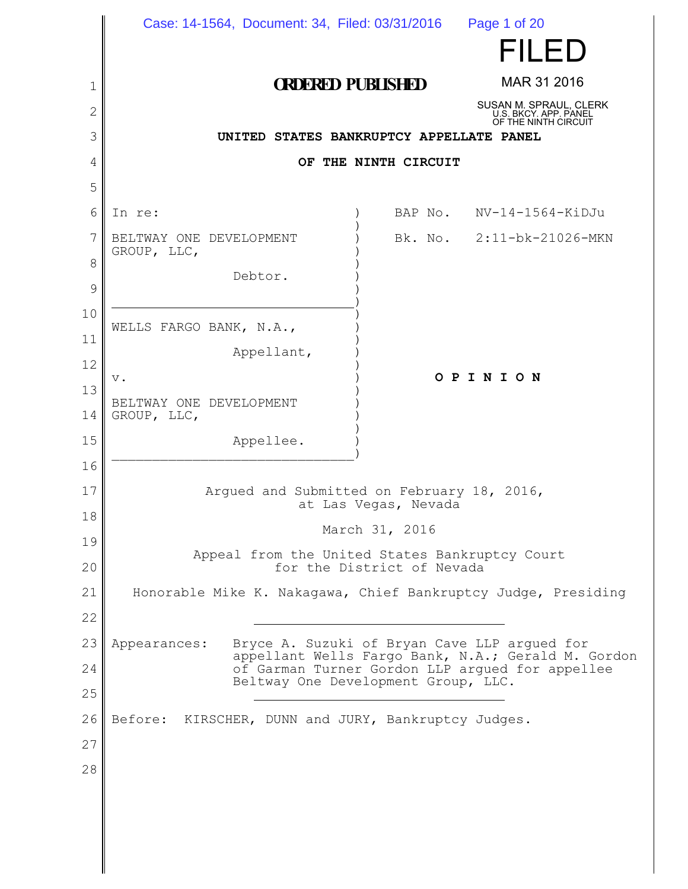FILED

**ORDERED PUBLISHED**

MAR 31 2016

SUSAN M. SPRAUL, CLERK
U.S. BKCY. APP. PANEL
OF THE NINTH CIRCUIT

**UNITED STATES BANKRUPTCY APPELLATE PANEL**

**OF THE NINTH CIRCUIT**

| | |
|---|---|
| In re: | BAP No. NV-14-1564-KiDJu |
| BELTWAY ONE DEVELOPMENT GROUP, LLC, | Bk. No. 2:11-bk-21026-MKN |
| Debtor. | |
| WELLS FARGO BANK, N.A., | |
| Appellant, | |
| v. | **O P I N I O N** |
| BELTWAY ONE DEVELOPMENT GROUP, LLC, | |
| Appellee. | |

Argued and Submitted on February 18, 2016, at Las Vegas, Nevada

March 31, 2016

Appeal from the United States Bankruptcy Court for the District of Nevada

Honorable Mike K. Nakagawa, Chief Bankruptcy Judge, Presiding

---

Appearances: Bryce A. Suzuki of Bryan Cave LLP argued for appellant Wells Fargo Bank, N.A.; Gerald M. Gordon of Garman Turner Gordon LLP argued for appellee Beltway One Development Group, LLC.

---

Before: KIRSCHER, DUNN and JURY, Bankruptcy Judges.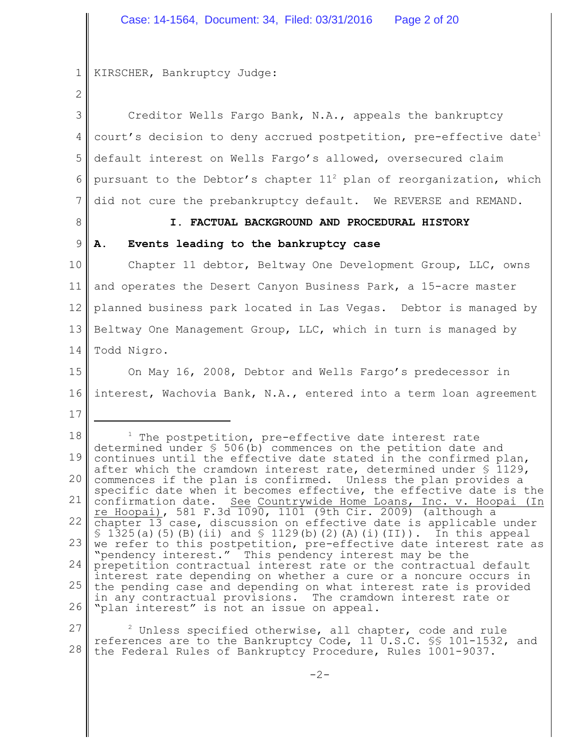KIRSCHER, Bankruptcy Judge:

Creditor Wells Fargo Bank, N.A., appeals the bankruptcy court's decision to deny accrued postpetition, pre-effective date[1] default interest on Wells Fargo's allowed, oversecured claim pursuant to the Debtor's chapter 11[2] plan of reorganization, which did not cure the prebankruptcy default. We REVERSE and REMAND.

## I. FACTUAL BACKGROUND AND PROCEDURAL HISTORY

### A. Events leading to the bankruptcy case

Chapter 11 debtor, Beltway One Development Group, LLC, owns and operates the Desert Canyon Business Park, a 15-acre master planned business park located in Las Vegas. Debtor is managed by Beltway One Management Group, LLC, which in turn is managed by Todd Nigro.

On May 16, 2008, Debtor and Wells Fargo's predecessor in interest, Wachovia Bank, N.A., entered into a term loan agreement

---

[1] The postpetition, pre-effective date interest rate determined under § 506(b) commences on the petition date and continues until the effective date stated in the confirmed plan, after which the cramdown interest rate, determined under § 1129, commences if the plan is confirmed. Unless the plan provides a specific date when it becomes effective, the effective date is the confirmation date. See Countrywide Home Loans, Inc. v. Hoopai (In re Hoopai), 581 F.3d 1090, 1101 (9th Cir. 2009) (although a chapter 13 case, discussion on effective date is applicable under § 1325(a)(5)(B)(ii) and § 1129(b)(2)(A)(i)(II)). In this appeal we refer to this postpetition, pre-effective date interest rate as "pendency interest." This pendency interest may be the prepetition contractual interest rate or the contractual default interest rate depending on whether a cure or a noncure occurs in the pending case and depending on what interest rate is provided in any contractual provisions. The cramdown interest rate or "plan interest" is not an issue on appeal.

[2] Unless specified otherwise, all chapter, code and rule references are to the Bankruptcy Code, 11 U.S.C. §§ 101-1532, and the Federal Rules of Bankruptcy Procedure, Rules 1001-9037.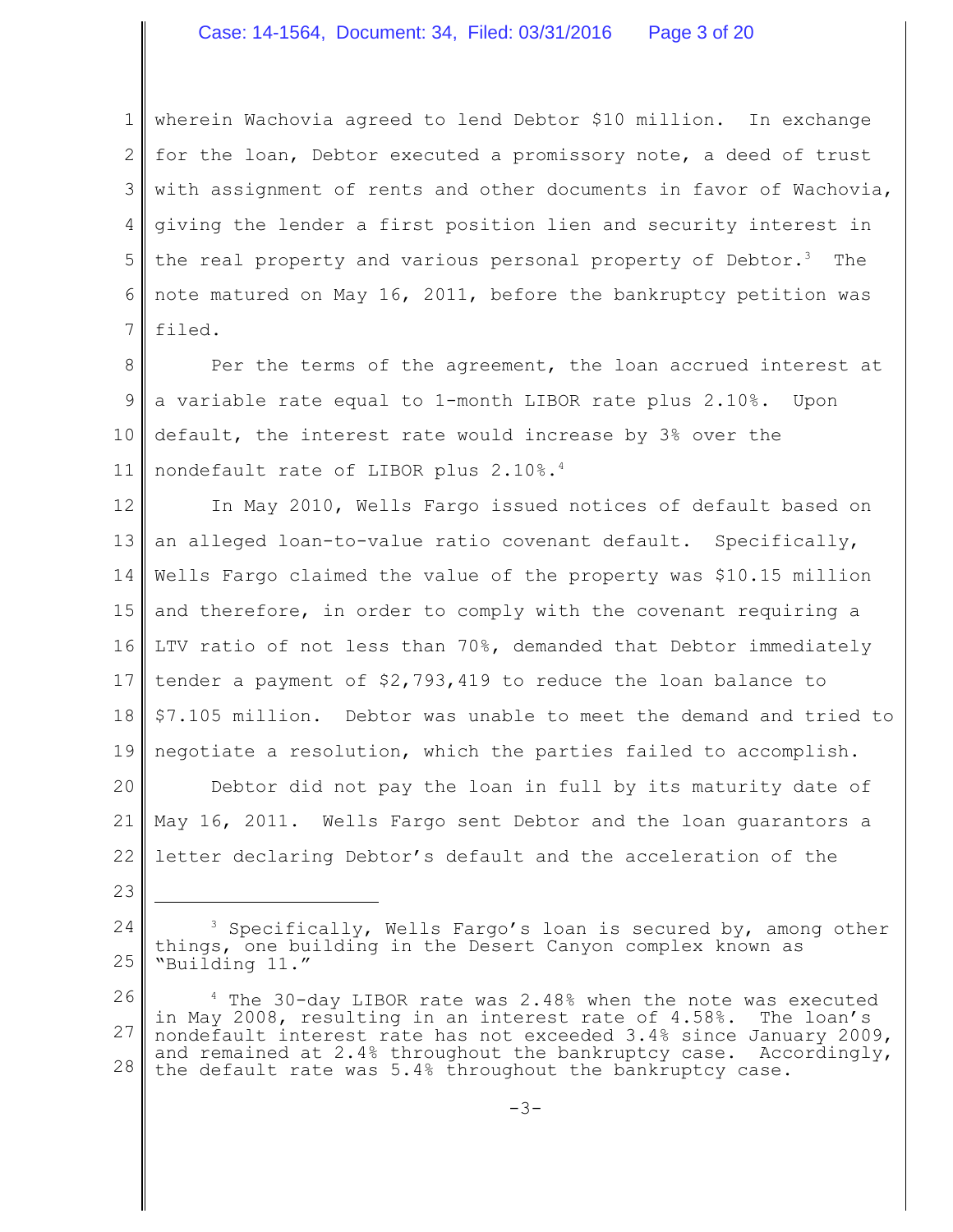wherein Wachovia agreed to lend Debtor $10 million. In exchange for the loan, Debtor executed a promissory note, a deed of trust with assignment of rents and other documents in favor of Wachovia, giving the lender a first position lien and security interest in the real property and various personal property of Debtor.[3] The note matured on May 16, 2011, before the bankruptcy petition was filed.

Per the terms of the agreement, the loan accrued interest at a variable rate equal to 1-month LIBOR rate plus 2.10%. Upon default, the interest rate would increase by 3% over the nondefault rate of LIBOR plus 2.10%.[4]

In May 2010, Wells Fargo issued notices of default based on an alleged loan-to-value ratio covenant default. Specifically, Wells Fargo claimed the value of the property was $10.15 million and therefore, in order to comply with the covenant requiring a LTV ratio of not less than 70%, demanded that Debtor immediately tender a payment of $2,793,419 to reduce the loan balance to $7.105 million. Debtor was unable to meet the demand and tried to negotiate a resolution, which the parties failed to accomplish.

Debtor did not pay the loan in full by its maturity date of May 16, 2011. Wells Fargo sent Debtor and the loan guarantors a letter declaring Debtor's default and the acceleration of the

---

[3] Specifically, Wells Fargo's loan is secured by, among other things, one building in the Desert Canyon complex known as "Building 11."

[4] The 30-day LIBOR rate was 2.48% when the note was executed in May 2008, resulting in an interest rate of 4.58%. The loan's nondefault interest rate has not exceeded 3.4% since January 2009, and remained at 2.4% throughout the bankruptcy case. Accordingly, the default rate was 5.4% throughout the bankruptcy case.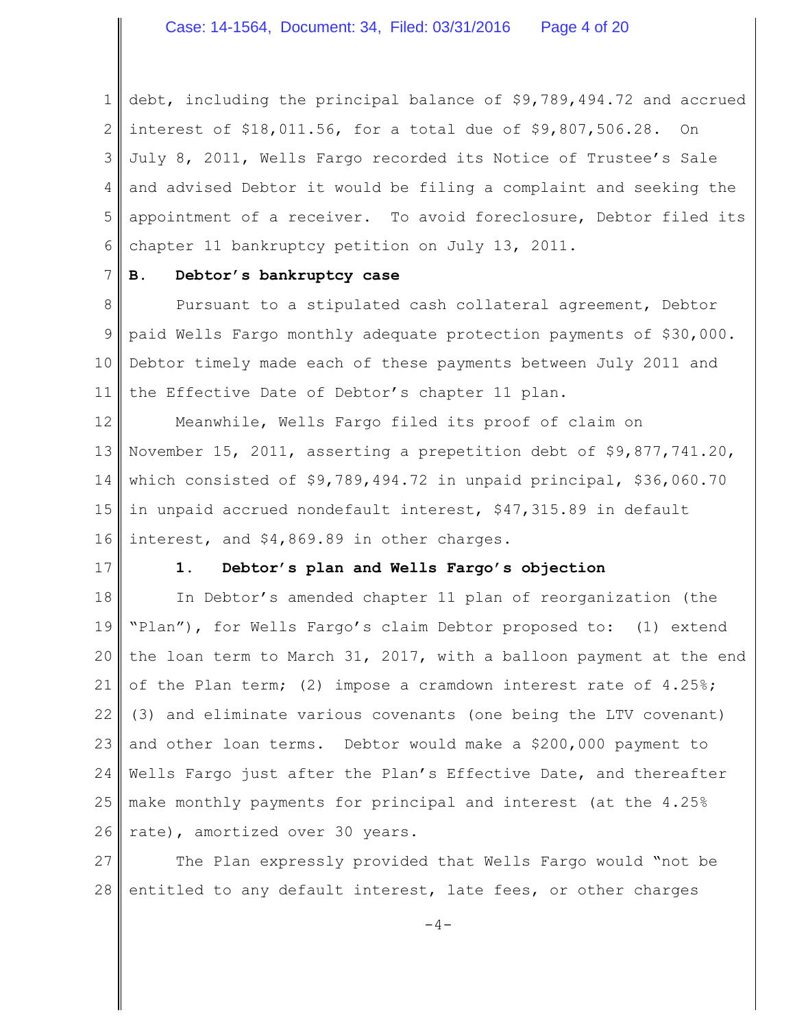debt, including the principal balance of $9,789,494.72 and accrued interest of $18,011.56, for a total due of $9,807,506.28. On July 8, 2011, Wells Fargo recorded its Notice of Trustee's Sale and advised Debtor it would be filing a complaint and seeking the appointment of a receiver. To avoid foreclosure, Debtor filed its chapter 11 bankruptcy petition on July 13, 2011.

**B. Debtor's bankruptcy case**

Pursuant to a stipulated cash collateral agreement, Debtor paid Wells Fargo monthly adequate protection payments of $30,000. Debtor timely made each of these payments between July 2011 and the Effective Date of Debtor's chapter 11 plan.

Meanwhile, Wells Fargo filed its proof of claim on November 15, 2011, asserting a prepetition debt of $9,877,741.20, which consisted of $9,789,494.72 in unpaid principal, $36,060.70 in unpaid accrued nondefault interest, $47,315.89 in default interest, and $4,869.89 in other charges.

**1. Debtor's plan and Wells Fargo's objection**

In Debtor's amended chapter 11 plan of reorganization (the "Plan"), for Wells Fargo's claim Debtor proposed to: (1) extend the loan term to March 31, 2017, with a balloon payment at the end of the Plan term; (2) impose a cramdown interest rate of 4.25%; (3) and eliminate various covenants (one being the LTV covenant) and other loan terms. Debtor would make a $200,000 payment to Wells Fargo just after the Plan's Effective Date, and thereafter make monthly payments for principal and interest (at the 4.25% rate), amortized over 30 years.

The Plan expressly provided that Wells Fargo would "not be entitled to any default interest, late fees, or other charges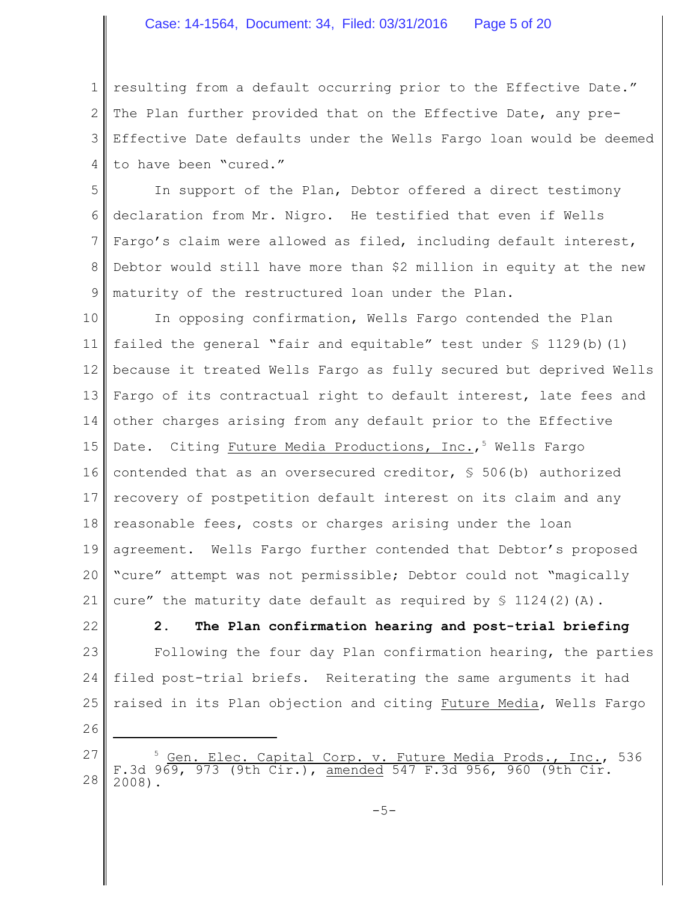resulting from a default occurring prior to the Effective Date." The Plan further provided that on the Effective Date, any pre-Effective Date defaults under the Wells Fargo loan would be deemed to have been "cured."

In support of the Plan, Debtor offered a direct testimony declaration from Mr. Nigro. He testified that even if Wells Fargo's claim were allowed as filed, including default interest, Debtor would still have more than $2 million in equity at the new maturity of the restructured loan under the Plan.

In opposing confirmation, Wells Fargo contended the Plan failed the general "fair and equitable" test under § 1129(b)(1) because it treated Wells Fargo as fully secured but deprived Wells Fargo of its contractual right to default interest, late fees and other charges arising from any default prior to the Effective Date. Citing Future Media Productions, Inc.,[5] Wells Fargo contended that as an oversecured creditor, § 506(b) authorized recovery of postpetition default interest on its claim and any reasonable fees, costs or charges arising under the loan agreement. Wells Fargo further contended that Debtor's proposed "cure" attempt was not permissible; Debtor could not "magically cure" the maturity date default as required by § 1124(2)(A).

**2. The Plan confirmation hearing and post-trial briefing**

Following the four day Plan confirmation hearing, the parties filed post-trial briefs. Reiterating the same arguments it had raised in its Plan objection and citing Future Media, Wells Fargo

---

[5] Gen. Elec. Capital Corp. v. Future Media Prods., Inc., 536 F.3d 969, 973 (9th Cir.), amended 547 F.3d 956, 960 (9th Cir. 2008).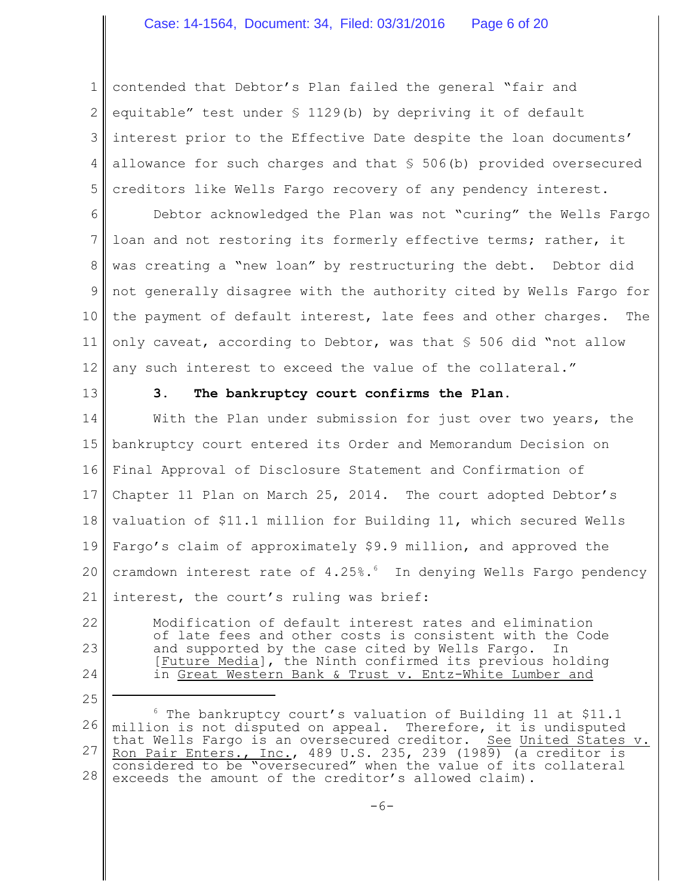contended that Debtor's Plan failed the general "fair and equitable" test under § 1129(b) by depriving it of default interest prior to the Effective Date despite the loan documents' allowance for such charges and that § 506(b) provided oversecured creditors like Wells Fargo recovery of any pendency interest.

Debtor acknowledged the Plan was not "curing" the Wells Fargo loan and not restoring its formerly effective terms; rather, it was creating a "new loan" by restructuring the debt. Debtor did not generally disagree with the authority cited by Wells Fargo for the payment of default interest, late fees and other charges. The only caveat, according to Debtor, was that § 506 did "not allow any such interest to exceed the value of the collateral."

**3. The bankruptcy court confirms the Plan.**

With the Plan under submission for just over two years, the bankruptcy court entered its Order and Memorandum Decision on Final Approval of Disclosure Statement and Confirmation of Chapter 11 Plan on March 25, 2014. The court adopted Debtor's valuation of $11.1 million for Building 11, which secured Wells Fargo's claim of approximately $9.9 million, and approved the cramdown interest rate of 4.25%.[6] In denying Wells Fargo pendency interest, the court's ruling was brief:

> Modification of default interest rates and elimination of late fees and other costs is consistent with the Code and supported by the case cited by Wells Fargo. In [Future Media], the Ninth confirmed its previous holding in Great Western Bank & Trust v. Entz-White Lumber and

---

[6] The bankruptcy court's valuation of Building 11 at $11.1 million is not disputed on appeal. Therefore, it is undisputed that Wells Fargo is an oversecured creditor. See United States v. Ron Pair Enters., Inc., 489 U.S. 235, 239 (1989) (a creditor is considered to be "oversecured" when the value of its collateral exceeds the amount of the creditor's allowed claim).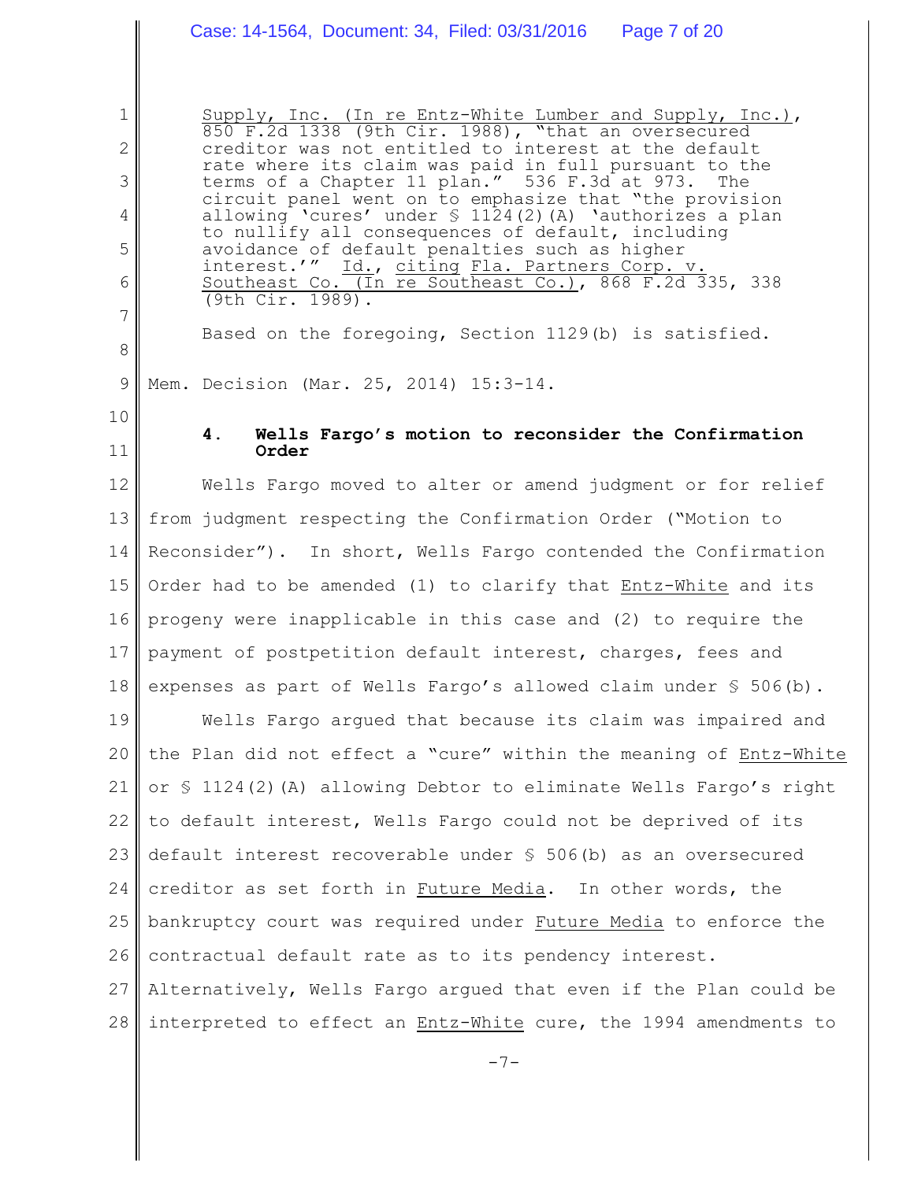Supply, Inc. (In re Entz-White Lumber and Supply, Inc.), 850 F.2d 1338 (9th Cir. 1988), "that an oversecured creditor was not entitled to interest at the default rate where its claim was paid in full pursuant to the terms of a Chapter 11 plan." 536 F.3d at 973. The circuit panel went on to emphasize that "the provision allowing 'cures' under § 1124(2)(A) 'authorizes a plan to nullify all consequences of default, including avoidance of default penalties such as higher interest.'" Id., citing Fla. Partners Corp. v. Southeast Co. (In re Southeast Co.), 868 F.2d 335, 338 (9th Cir. 1989).

> Based on the foregoing, Section 1129(b) is satisfied.

Mem. Decision (Mar. 25, 2014) 15:3-14.

#### 4. Wells Fargo's motion to reconsider the Confirmation Order

Wells Fargo moved to alter or amend judgment or for relief from judgment respecting the Confirmation Order ("Motion to Reconsider"). In short, Wells Fargo contended the Confirmation Order had to be amended (1) to clarify that Entz-White and its progeny were inapplicable in this case and (2) to require the payment of postpetition default interest, charges, fees and expenses as part of Wells Fargo's allowed claim under § 506(b).

Wells Fargo argued that because its claim was impaired and the Plan did not effect a "cure" within the meaning of Entz-White or § 1124(2)(A) allowing Debtor to eliminate Wells Fargo's right to default interest, Wells Fargo could not be deprived of its default interest recoverable under § 506(b) as an oversecured creditor as set forth in Future Media. In other words, the bankruptcy court was required under Future Media to enforce the contractual default rate as to its pendency interest. Alternatively, Wells Fargo argued that even if the Plan could be interpreted to effect an Entz-White cure, the 1994 amendments to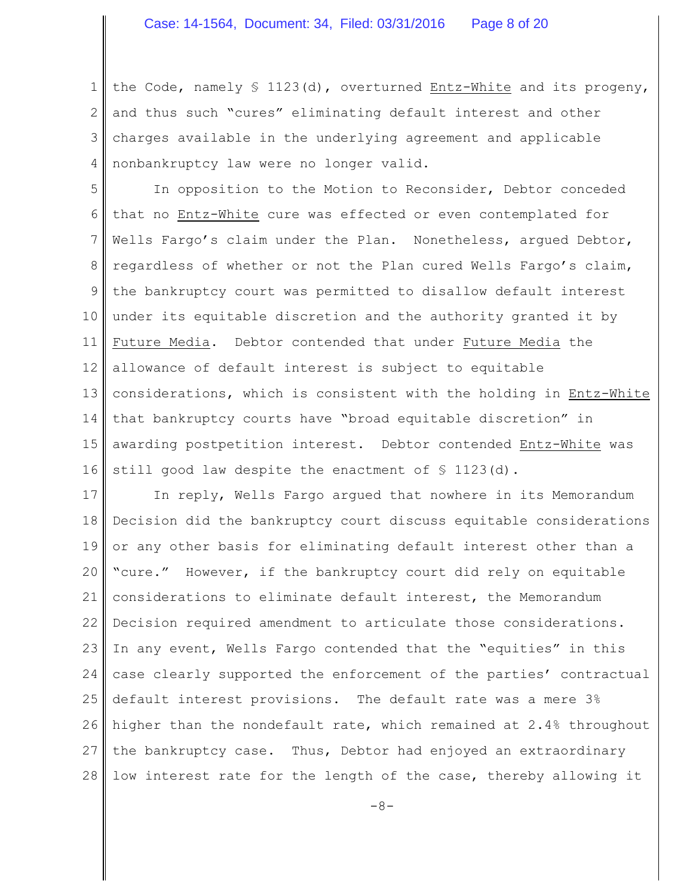the Code, namely § 1123(d), overturned Entz-White and its progeny, and thus such "cures" eliminating default interest and other charges available in the underlying agreement and applicable nonbankruptcy law were no longer valid.

In opposition to the Motion to Reconsider, Debtor conceded that no Entz-White cure was effected or even contemplated for Wells Fargo's claim under the Plan. Nonetheless, argued Debtor, regardless of whether or not the Plan cured Wells Fargo's claim, the bankruptcy court was permitted to disallow default interest under its equitable discretion and the authority granted it by Future Media. Debtor contended that under Future Media the allowance of default interest is subject to equitable considerations, which is consistent with the holding in Entz-White that bankruptcy courts have "broad equitable discretion" in awarding postpetition interest. Debtor contended Entz-White was still good law despite the enactment of § 1123(d).

In reply, Wells Fargo argued that nowhere in its Memorandum Decision did the bankruptcy court discuss equitable considerations or any other basis for eliminating default interest other than a "cure." However, if the bankruptcy court did rely on equitable considerations to eliminate default interest, the Memorandum Decision required amendment to articulate those considerations. In any event, Wells Fargo contended that the "equities" in this case clearly supported the enforcement of the parties' contractual default interest provisions. The default rate was a mere 3% higher than the nondefault rate, which remained at 2.4% throughout the bankruptcy case. Thus, Debtor had enjoyed an extraordinary low interest rate for the length of the case, thereby allowing it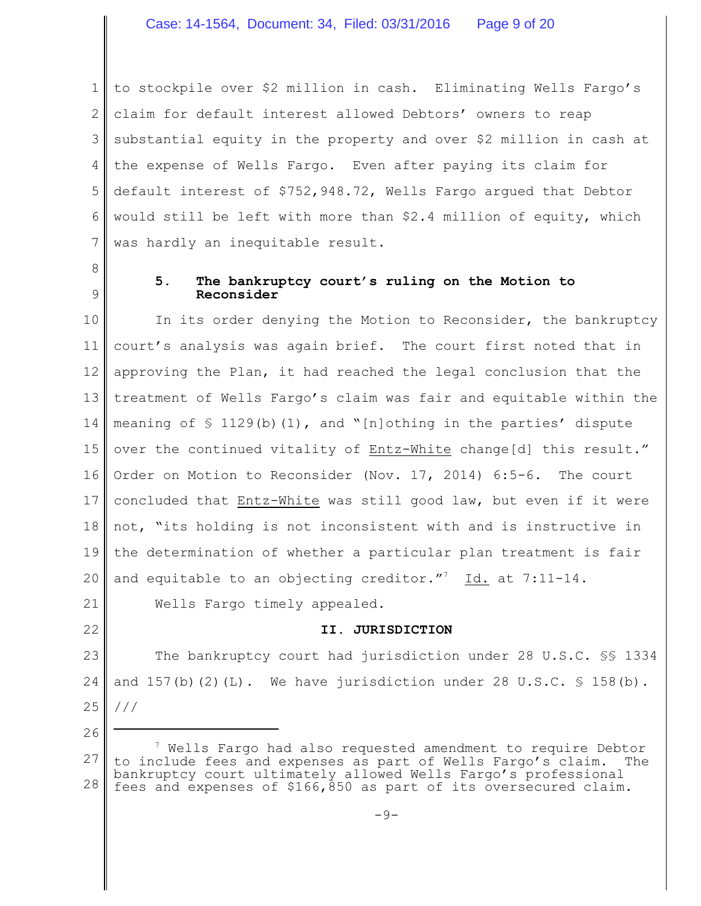to stockpile over $2 million in cash. Eliminating Wells Fargo's claim for default interest allowed Debtors' owners to reap substantial equity in the property and over $2 million in cash at the expense of Wells Fargo. Even after paying its claim for default interest of $752,948.72, Wells Fargo argued that Debtor would still be left with more than $2.4 million of equity, which was hardly an inequitable result.

### 5. The bankruptcy court's ruling on the Motion to Reconsider

In its order denying the Motion to Reconsider, the bankruptcy court's analysis was again brief. The court first noted that in approving the Plan, it had reached the legal conclusion that the treatment of Wells Fargo's claim was fair and equitable within the meaning of § 1129(b)(1), and "[n]othing in the parties' dispute over the continued vitality of Entz-White change[d] this result." Order on Motion to Reconsider (Nov. 17, 2014) 6:5-6. The court concluded that Entz-White was still good law, but even if it were not, "its holding is not inconsistent with and is instructive in the determination of whether a particular plan treatment is fair and equitable to an objecting creditor."[7] Id. at 7:11-14.

Wells Fargo timely appealed.

## II. JURISDICTION

The bankruptcy court had jurisdiction under 28 U.S.C. §§ 1334 and 157(b)(2)(L). We have jurisdiction under 28 U.S.C. § 158(b).

///

---

[7] Wells Fargo had also requested amendment to require Debtor to include fees and expenses as part of Wells Fargo's claim. The bankruptcy court ultimately allowed Wells Fargo's professional fees and expenses of $166,850 as part of its oversecured claim.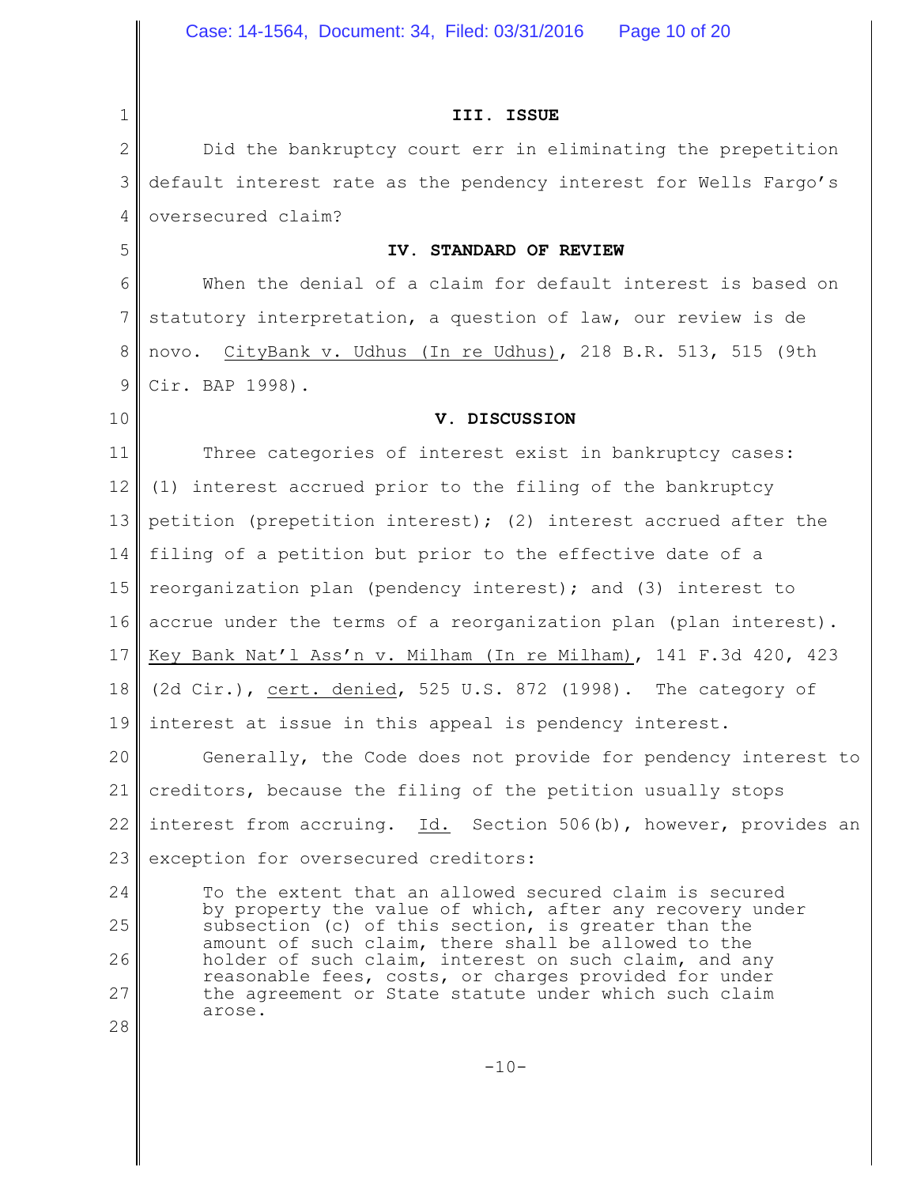## III. ISSUE

Did the bankruptcy court err in eliminating the prepetition default interest rate as the pendency interest for Wells Fargo's oversecured claim?

## IV. STANDARD OF REVIEW

When the denial of a claim for default interest is based on statutory interpretation, a question of law, our review is de novo. CityBank v. Udhus (In re Udhus), 218 B.R. 513, 515 (9th Cir. BAP 1998).

## V. DISCUSSION

Three categories of interest exist in bankruptcy cases: (1) interest accrued prior to the filing of the bankruptcy petition (prepetition interest); (2) interest accrued after the filing of a petition but prior to the effective date of a reorganization plan (pendency interest); and (3) interest to accrue under the terms of a reorganization plan (plan interest). Key Bank Nat'l Ass'n v. Milham (In re Milham), 141 F.3d 420, 423 (2d Cir.), cert. denied, 525 U.S. 872 (1998). The category of interest at issue in this appeal is pendency interest.

Generally, the Code does not provide for pendency interest to creditors, because the filing of the petition usually stops interest from accruing. Id. Section 506(b), however, provides an exception for oversecured creditors:

> To the extent that an allowed secured claim is secured by property the value of which, after any recovery under subsection (c) of this section, is greater than the amount of such claim, there shall be allowed to the holder of such claim, interest on such claim, and any reasonable fees, costs, or charges provided for under the agreement or State statute under which such claim arose.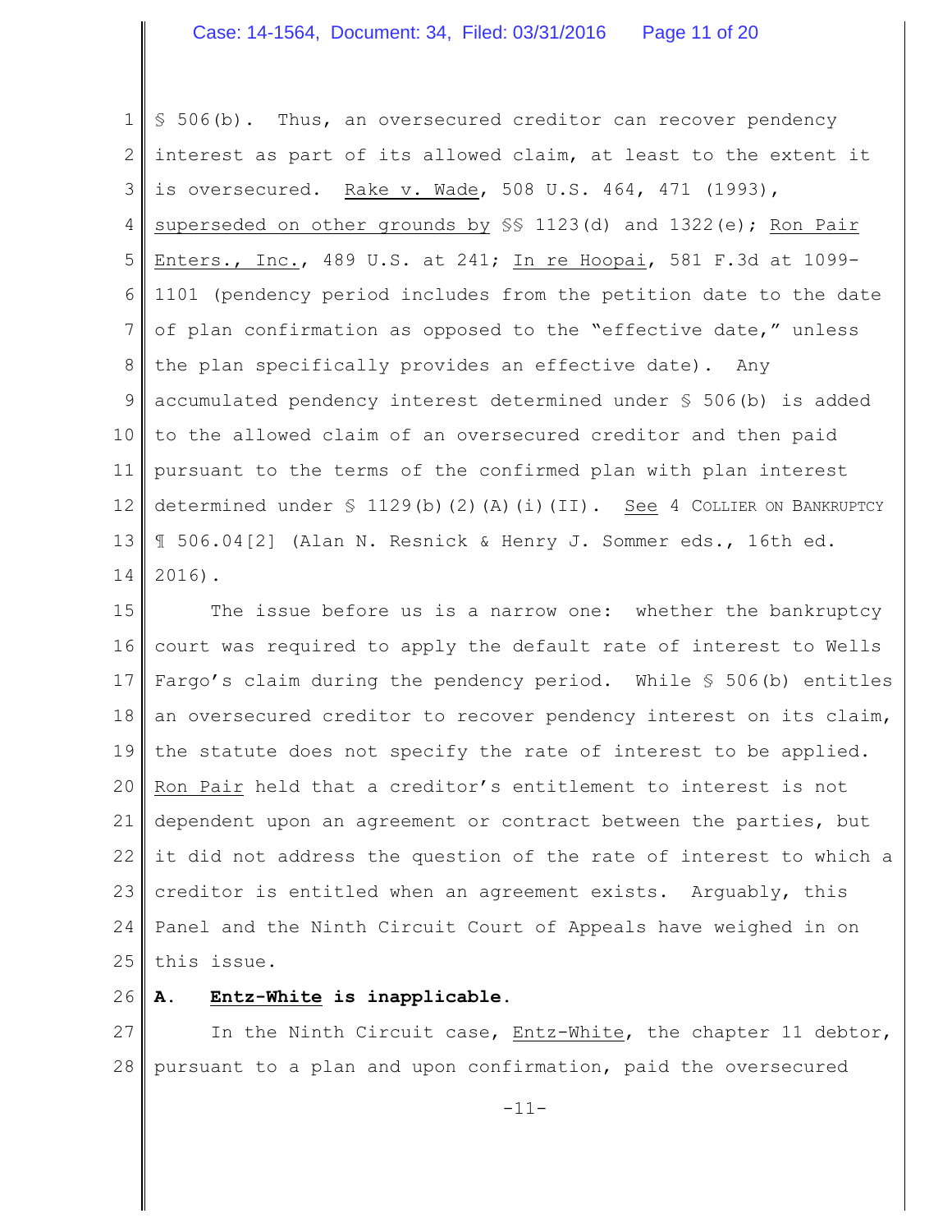§ 506(b). Thus, an oversecured creditor can recover pendency interest as part of its allowed claim, at least to the extent it is oversecured. Rake v. Wade, 508 U.S. 464, 471 (1993), superseded on other grounds by §§ 1123(d) and 1322(e); Ron Pair Enters., Inc., 489 U.S. at 241; In re Hoopai, 581 F.3d at 1099-1101 (pendency period includes from the petition date to the date of plan confirmation as opposed to the "effective date," unless the plan specifically provides an effective date). Any accumulated pendency interest determined under § 506(b) is added to the allowed claim of an oversecured creditor and then paid pursuant to the terms of the confirmed plan with plan interest determined under § 1129(b)(2)(A)(i)(II). See 4 COLLIER ON BANKRUPTCY ¶ 506.04[2] (Alan N. Resnick & Henry J. Sommer eds., 16th ed. 2016).

The issue before us is a narrow one: whether the bankruptcy court was required to apply the default rate of interest to Wells Fargo's claim during the pendency period. While § 506(b) entitles an oversecured creditor to recover pendency interest on its claim, the statute does not specify the rate of interest to be applied. Ron Pair held that a creditor's entitlement to interest is not dependent upon an agreement or contract between the parties, but it did not address the question of the rate of interest to which a creditor is entitled when an agreement exists. Arguably, this Panel and the Ninth Circuit Court of Appeals have weighed in on this issue.

**A. Entz-White is inapplicable.**

In the Ninth Circuit case, Entz-White, the chapter 11 debtor, pursuant to a plan and upon confirmation, paid the oversecured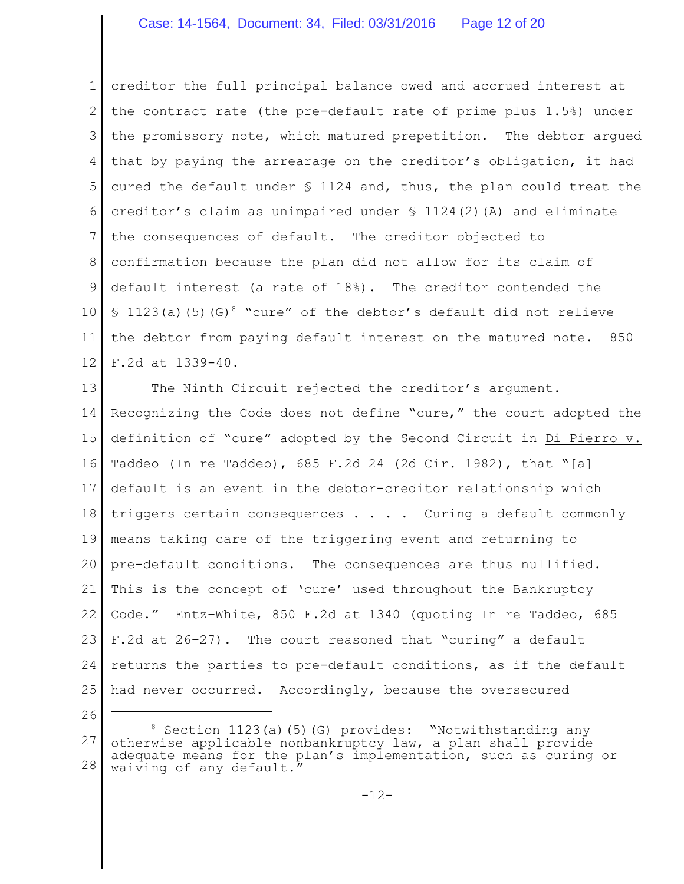creditor the full principal balance owed and accrued interest at the contract rate (the pre-default rate of prime plus 1.5%) under the promissory note, which matured prepetition. The debtor argued that by paying the arrearage on the creditor's obligation, it had cured the default under § 1124 and, thus, the plan could treat the creditor's claim as unimpaired under § 1124(2)(A) and eliminate the consequences of default. The creditor objected to confirmation because the plan did not allow for its claim of default interest (a rate of 18%). The creditor contended the § 1123(a)(5)(G)[8] "cure" of the debtor's default did not relieve the debtor from paying default interest on the matured note. 850 F.2d at 1339-40.

The Ninth Circuit rejected the creditor's argument. Recognizing the Code does not define "cure," the court adopted the definition of "cure" adopted by the Second Circuit in Di Pierro v. Taddeo (In re Taddeo), 685 F.2d 24 (2d Cir. 1982), that "[a] default is an event in the debtor-creditor relationship which triggers certain consequences . . . . Curing a default commonly means taking care of the triggering event and returning to pre-default conditions. The consequences are thus nullified. This is the concept of 'cure' used throughout the Bankruptcy Code." Entz-White, 850 F.2d at 1340 (quoting In re Taddeo, 685 F.2d at 26–27). The court reasoned that "curing" a default returns the parties to pre-default conditions, as if the default had never occurred. Accordingly, because the oversecured

---

[8] Section 1123(a)(5)(G) provides: "Notwithstanding any otherwise applicable nonbankruptcy law, a plan shall provide adequate means for the plan's implementation, such as curing or waiving of any default."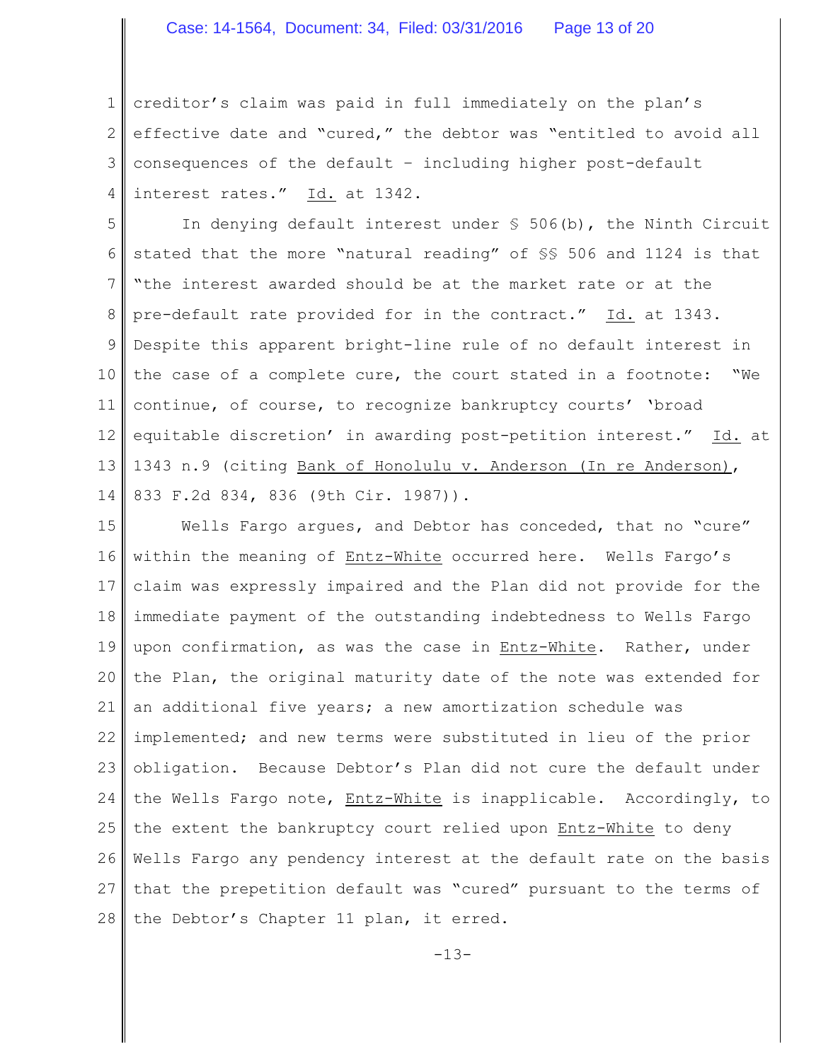creditor's claim was paid in full immediately on the plan's effective date and "cured," the debtor was "entitled to avoid all consequences of the default – including higher post-default interest rates." Id. at 1342.

In denying default interest under § 506(b), the Ninth Circuit stated that the more "natural reading" of §§ 506 and 1124 is that "the interest awarded should be at the market rate or at the pre-default rate provided for in the contract." Id. at 1343. Despite this apparent bright-line rule of no default interest in the case of a complete cure, the court stated in a footnote: "We continue, of course, to recognize bankruptcy courts' 'broad equitable discretion' in awarding post-petition interest." Id. at 1343 n.9 (citing Bank of Honolulu v. Anderson (In re Anderson), 833 F.2d 834, 836 (9th Cir. 1987)).

Wells Fargo argues, and Debtor has conceded, that no "cure" within the meaning of Entz-White occurred here. Wells Fargo's claim was expressly impaired and the Plan did not provide for the immediate payment of the outstanding indebtedness to Wells Fargo upon confirmation, as was the case in Entz-White. Rather, under the Plan, the original maturity date of the note was extended for an additional five years; a new amortization schedule was implemented; and new terms were substituted in lieu of the prior obligation. Because Debtor's Plan did not cure the default under the Wells Fargo note, Entz-White is inapplicable. Accordingly, to the extent the bankruptcy court relied upon Entz-White to deny Wells Fargo any pendency interest at the default rate on the basis that the prepetition default was "cured" pursuant to the terms of the Debtor's Chapter 11 plan, it erred.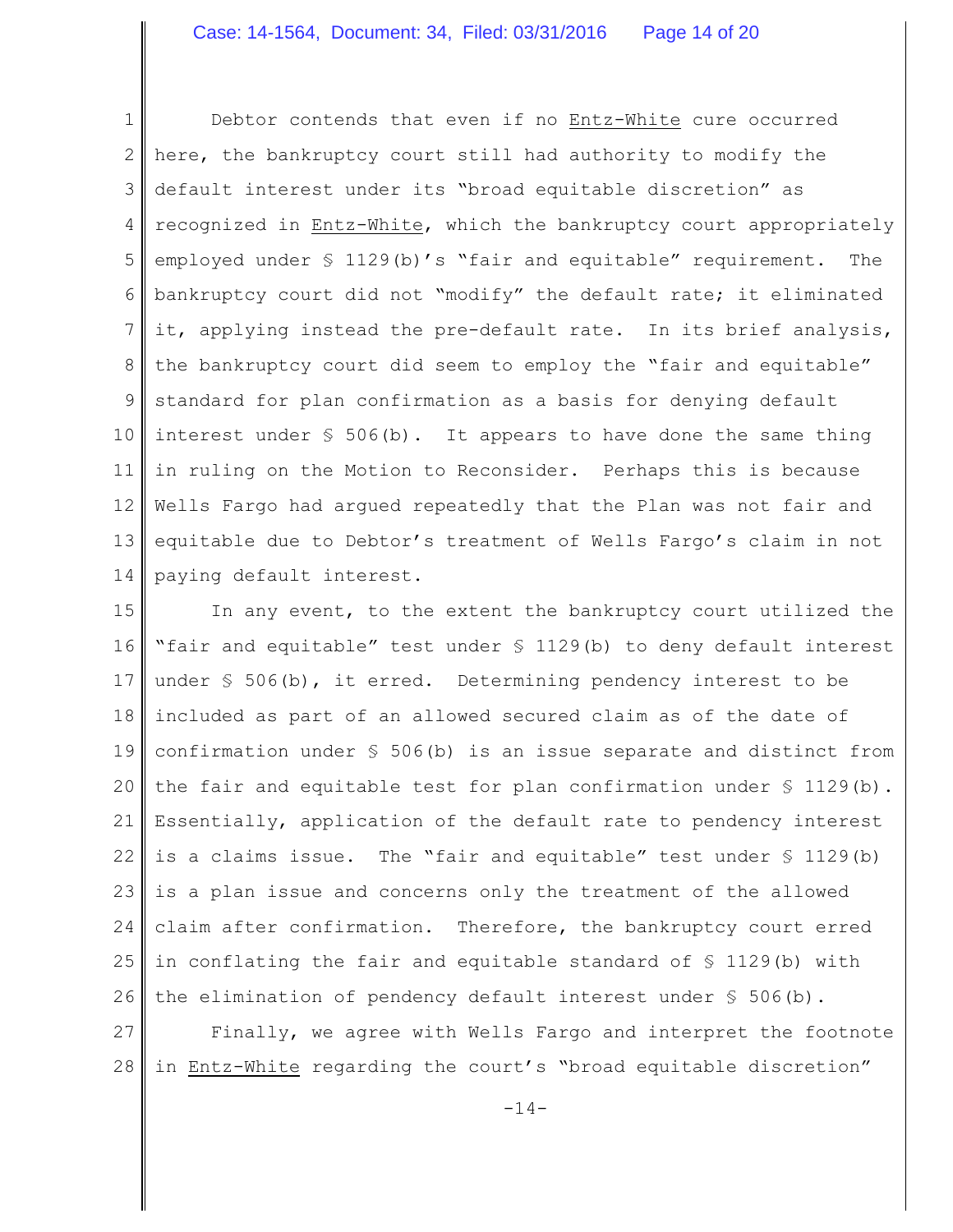Debtor contends that even if no Entz-White cure occurred here, the bankruptcy court still had authority to modify the default interest under its "broad equitable discretion" as recognized in Entz-White, which the bankruptcy court appropriately employed under § 1129(b)'s "fair and equitable" requirement. The bankruptcy court did not "modify" the default rate; it eliminated it, applying instead the pre-default rate. In its brief analysis, the bankruptcy court did seem to employ the "fair and equitable" standard for plan confirmation as a basis for denying default interest under § 506(b). It appears to have done the same thing in ruling on the Motion to Reconsider. Perhaps this is because Wells Fargo had argued repeatedly that the Plan was not fair and equitable due to Debtor's treatment of Wells Fargo's claim in not paying default interest.

In any event, to the extent the bankruptcy court utilized the "fair and equitable" test under § 1129(b) to deny default interest under § 506(b), it erred. Determining pendency interest to be included as part of an allowed secured claim as of the date of confirmation under § 506(b) is an issue separate and distinct from the fair and equitable test for plan confirmation under § 1129(b). Essentially, application of the default rate to pendency interest is a claims issue. The "fair and equitable" test under § 1129(b) is a plan issue and concerns only the treatment of the allowed claim after confirmation. Therefore, the bankruptcy court erred in conflating the fair and equitable standard of § 1129(b) with the elimination of pendency default interest under § 506(b).

Finally, we agree with Wells Fargo and interpret the footnote in Entz-White regarding the court's "broad equitable discretion"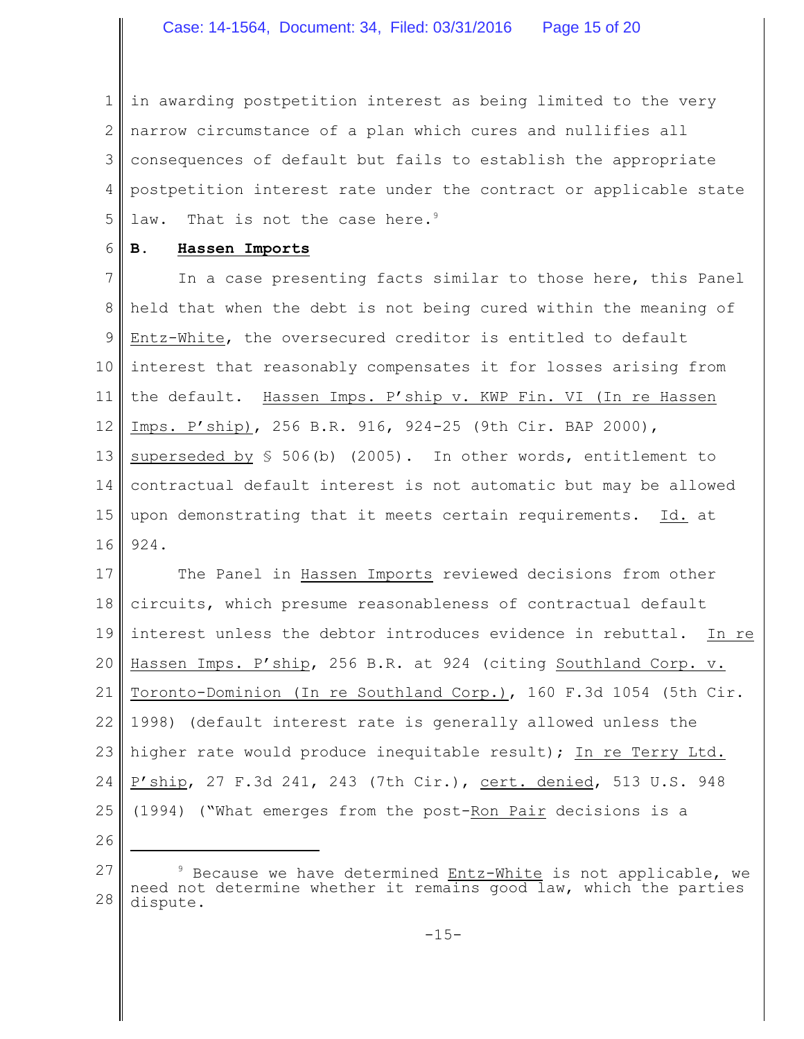in awarding postpetition interest as being limited to the very narrow circumstance of a plan which cures and nullifies all consequences of default but fails to establish the appropriate postpetition interest rate under the contract or applicable state law. That is not the case here.[9]

## B. **Hassen Imports**

In a case presenting facts similar to those here, this Panel held that when the debt is not being cured within the meaning of Entz-White, the oversecured creditor is entitled to default interest that reasonably compensates it for losses arising from the default. Hassen Imps. P'ship v. KWP Fin. VI (In re Hassen Imps. P'ship), 256 B.R. 916, 924-25 (9th Cir. BAP 2000), superseded by § 506(b) (2005). In other words, entitlement to contractual default interest is not automatic but may be allowed upon demonstrating that it meets certain requirements. Id. at 924.

The Panel in Hassen Imports reviewed decisions from other circuits, which presume reasonableness of contractual default interest unless the debtor introduces evidence in rebuttal. In re Hassen Imps. P'ship, 256 B.R. at 924 (citing Southland Corp. v. Toronto-Dominion (In re Southland Corp.), 160 F.3d 1054 (5th Cir. 1998) (default interest rate is generally allowed unless the higher rate would produce inequitable result); In re Terry Ltd. P'ship, 27 F.3d 241, 243 (7th Cir.), cert. denied, 513 U.S. 948 (1994) ("What emerges from the post-Ron Pair decisions is a

---

[9] Because we have determined Entz-White is not applicable, we need not determine whether it remains good law, which the parties dispute.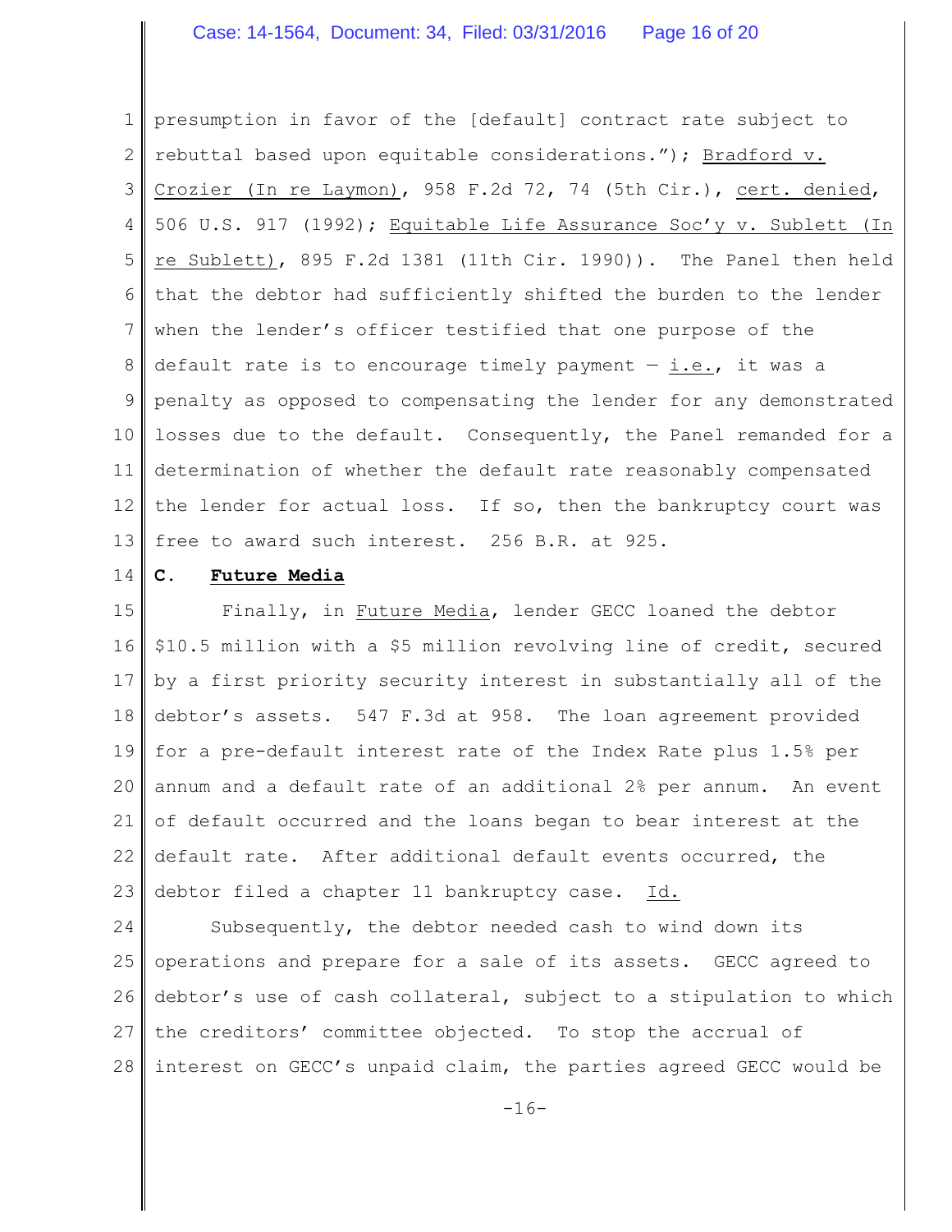presumption in favor of the [default] contract rate subject to rebuttal based upon equitable considerations."); Bradford v. Crozier (In re Laymon), 958 F.2d 72, 74 (5th Cir.), cert. denied, 506 U.S. 917 (1992); Equitable Life Assurance Soc'y v. Sublett (In re Sublett), 895 F.2d 1381 (11th Cir. 1990)). The Panel then held that the debtor had sufficiently shifted the burden to the lender when the lender's officer testified that one purpose of the default rate is to encourage timely payment — i.e., it was a penalty as opposed to compensating the lender for any demonstrated losses due to the default. Consequently, the Panel remanded for a determination of whether the default rate reasonably compensated the lender for actual loss. If so, then the bankruptcy court was free to award such interest. 256 B.R. at 925.

### C. **Future Media**

Finally, in Future Media, lender GECC loaned the debtor \$10.5 million with a \$5 million revolving line of credit, secured by a first priority security interest in substantially all of the debtor's assets. 547 F.3d at 958. The loan agreement provided for a pre-default interest rate of the Index Rate plus 1.5% per annum and a default rate of an additional 2% per annum. An event of default occurred and the loans began to bear interest at the default rate. After additional default events occurred, the debtor filed a chapter 11 bankruptcy case. Id.

Subsequently, the debtor needed cash to wind down its operations and prepare for a sale of its assets. GECC agreed to debtor's use of cash collateral, subject to a stipulation to which the creditors' committee objected. To stop the accrual of interest on GECC's unpaid claim, the parties agreed GECC would be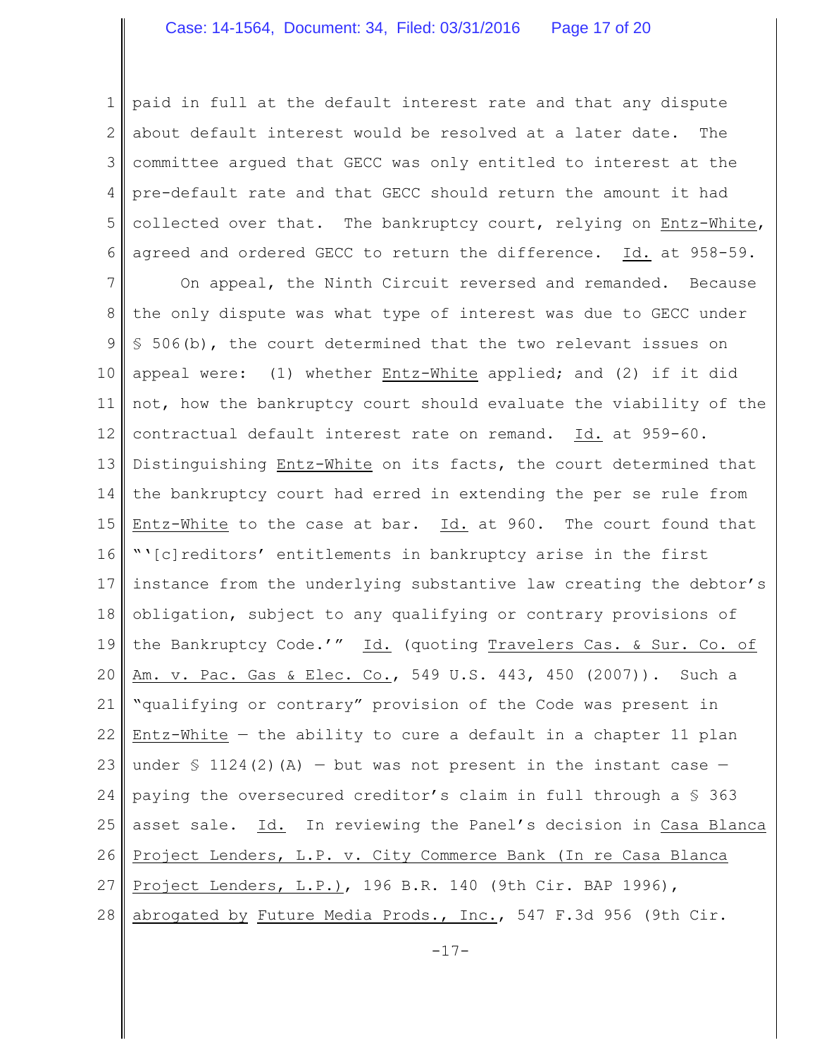paid in full at the default interest rate and that any dispute about default interest would be resolved at a later date. The committee argued that GECC was only entitled to interest at the pre-default rate and that GECC should return the amount it had collected over that. The bankruptcy court, relying on Entz-White, agreed and ordered GECC to return the difference. Id. at 958-59.

On appeal, the Ninth Circuit reversed and remanded. Because the only dispute was what type of interest was due to GECC under § 506(b), the court determined that the two relevant issues on appeal were: (1) whether Entz-White applied; and (2) if it did not, how the bankruptcy court should evaluate the viability of the contractual default interest rate on remand. Id. at 959-60. Distinguishing Entz-White on its facts, the court determined that the bankruptcy court had erred in extending the per se rule from Entz-White to the case at bar. Id. at 960. The court found that "'[c]reditors' entitlements in bankruptcy arise in the first instance from the underlying substantive law creating the debtor's obligation, subject to any qualifying or contrary provisions of the Bankruptcy Code.'" Id. (quoting Travelers Cas. & Sur. Co. of Am. v. Pac. Gas & Elec. Co., 549 U.S. 443, 450 (2007)). Such a "qualifying or contrary" provision of the Code was present in Entz-White — the ability to cure a default in a chapter 11 plan under § 1124(2)(A) — but was not present in the instant case — paying the oversecured creditor's claim in full through a § 363 asset sale. Id. In reviewing the Panel's decision in Casa Blanca Project Lenders, L.P. v. City Commerce Bank (In re Casa Blanca Project Lenders, L.P.), 196 B.R. 140 (9th Cir. BAP 1996), abrogated by Future Media Prods., Inc., 547 F.3d 956 (9th Cir.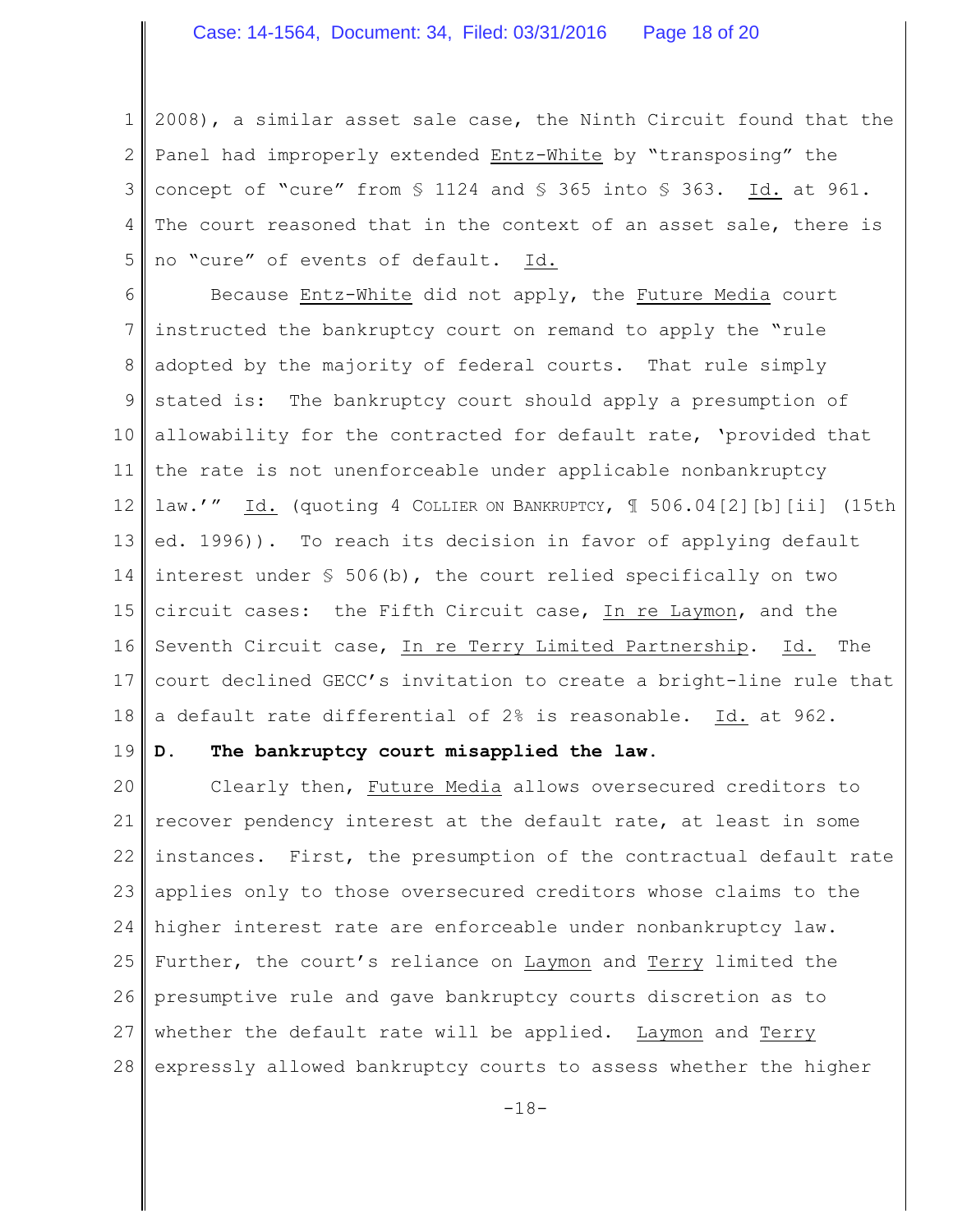2008), a similar asset sale case, the Ninth Circuit found that the Panel had improperly extended Entz-White by "transposing" the concept of "cure" from § 1124 and § 365 into § 363. Id. at 961. The court reasoned that in the context of an asset sale, there is no "cure" of events of default. Id.

Because Entz-White did not apply, the Future Media court instructed the bankruptcy court on remand to apply the "rule adopted by the majority of federal courts. That rule simply stated is: The bankruptcy court should apply a presumption of allowability for the contracted for default rate, 'provided that the rate is not unenforceable under applicable nonbankruptcy law.'" Id. (quoting 4 COLLIER ON BANKRUPTCY, ¶ 506.04[2][b][ii] (15th ed. 1996)). To reach its decision in favor of applying default interest under § 506(b), the court relied specifically on two circuit cases: the Fifth Circuit case, In re Laymon, and the Seventh Circuit case, In re Terry Limited Partnership. Id. The court declined GECC's invitation to create a bright-line rule that a default rate differential of 2% is reasonable. Id. at 962.

**D. The bankruptcy court misapplied the law.**

Clearly then, Future Media allows oversecured creditors to recover pendency interest at the default rate, at least in some instances. First, the presumption of the contractual default rate applies only to those oversecured creditors whose claims to the higher interest rate are enforceable under nonbankruptcy law. Further, the court's reliance on Laymon and Terry limited the presumptive rule and gave bankruptcy courts discretion as to whether the default rate will be applied. Laymon and Terry expressly allowed bankruptcy courts to assess whether the higher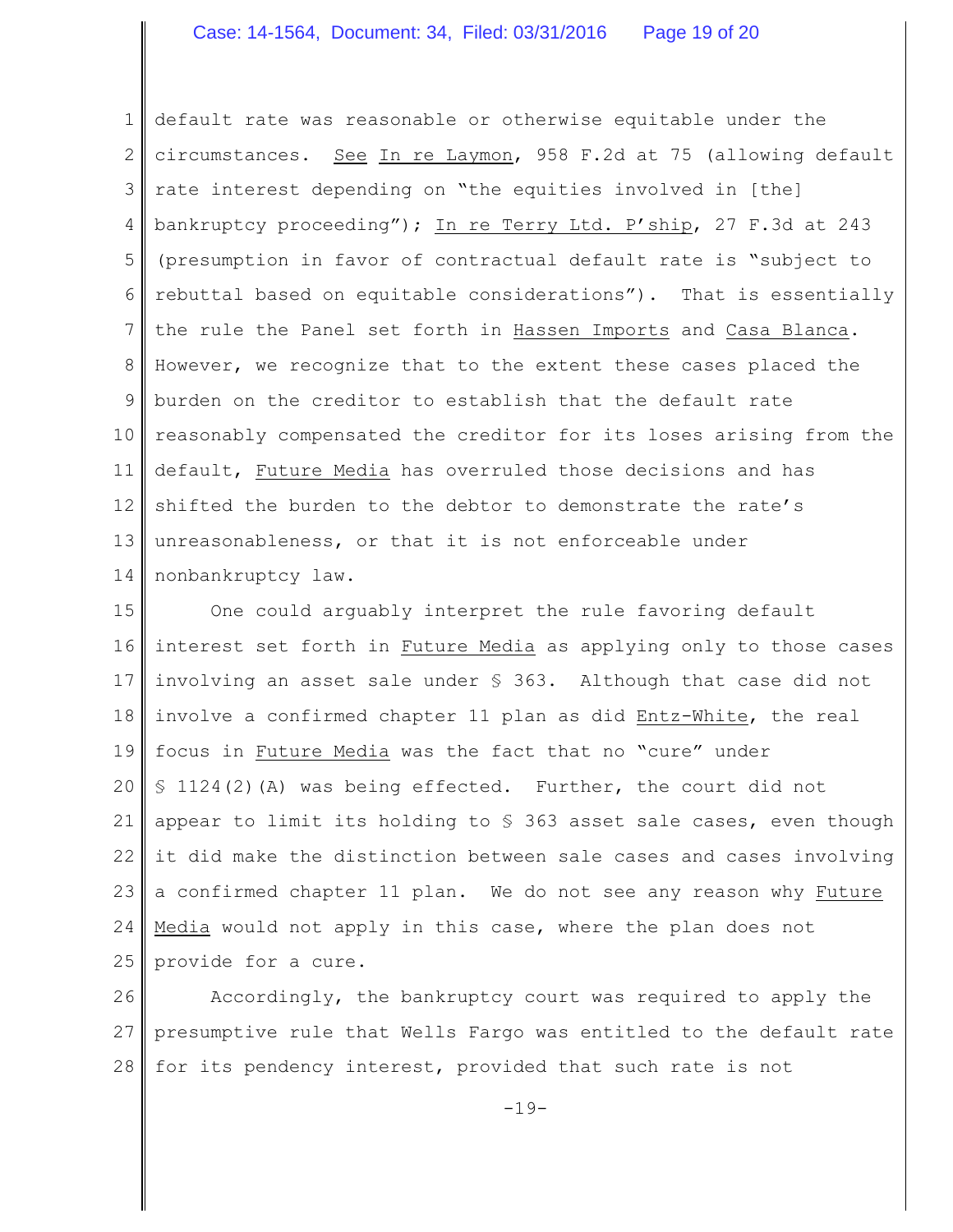default rate was reasonable or otherwise equitable under the circumstances. See In re Laymon, 958 F.2d at 75 (allowing default rate interest depending on "the equities involved in [the] bankruptcy proceeding"); In re Terry Ltd. P'ship, 27 F.3d at 243 (presumption in favor of contractual default rate is "subject to rebuttal based on equitable considerations"). That is essentially the rule the Panel set forth in Hassen Imports and Casa Blanca. However, we recognize that to the extent these cases placed the burden on the creditor to establish that the default rate reasonably compensated the creditor for its loses arising from the default, Future Media has overruled those decisions and has shifted the burden to the debtor to demonstrate the rate's unreasonableness, or that it is not enforceable under nonbankruptcy law.

One could arguably interpret the rule favoring default interest set forth in Future Media as applying only to those cases involving an asset sale under § 363. Although that case did not involve a confirmed chapter 11 plan as did Entz-White, the real focus in Future Media was the fact that no "cure" under § 1124(2)(A) was being effected. Further, the court did not appear to limit its holding to § 363 asset sale cases, even though it did make the distinction between sale cases and cases involving a confirmed chapter 11 plan. We do not see any reason why Future Media would not apply in this case, where the plan does not provide for a cure.

Accordingly, the bankruptcy court was required to apply the presumptive rule that Wells Fargo was entitled to the default rate for its pendency interest, provided that such rate is not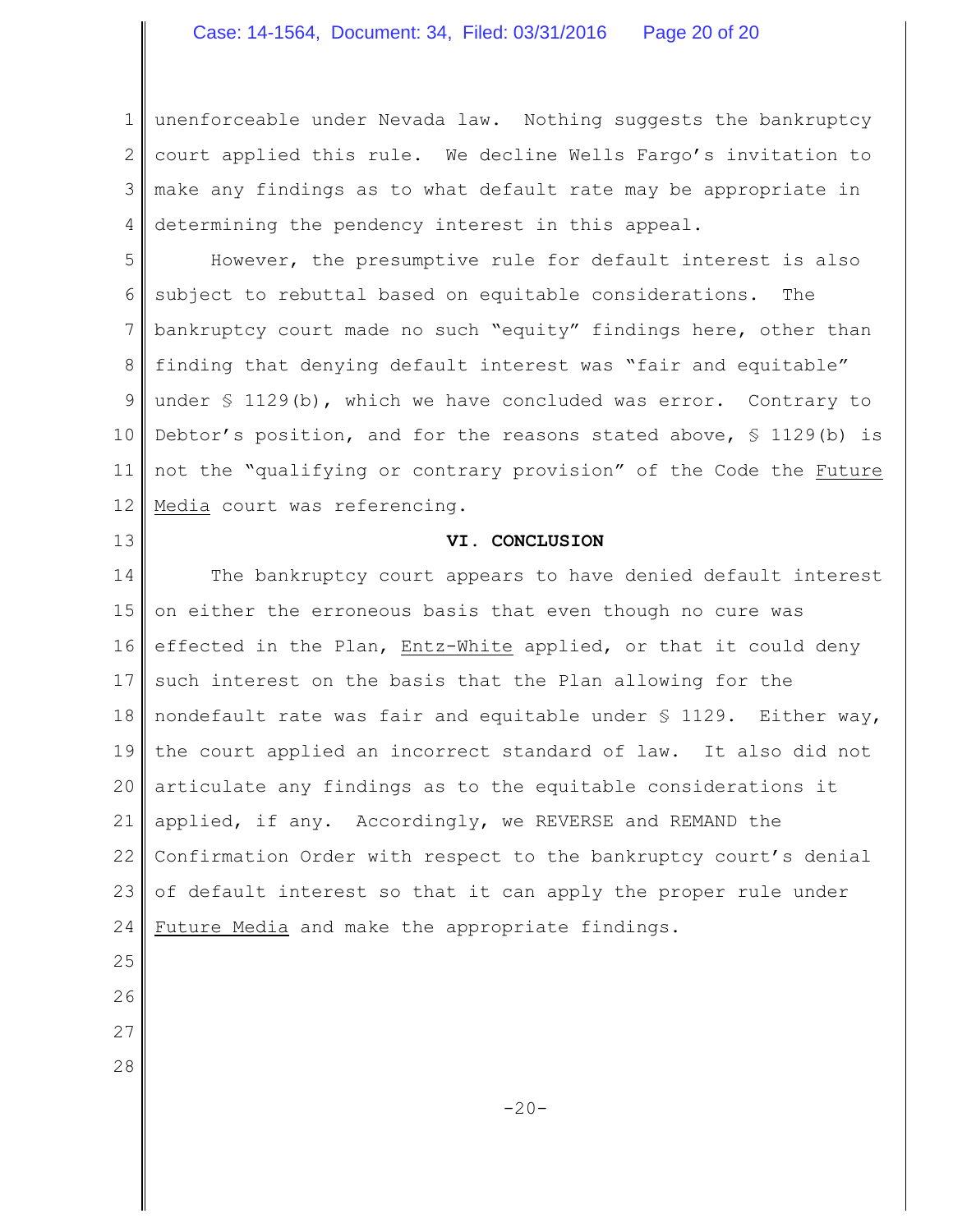unenforceable under Nevada law. Nothing suggests the bankruptcy court applied this rule. We decline Wells Fargo's invitation to make any findings as to what default rate may be appropriate in determining the pendency interest in this appeal.

However, the presumptive rule for default interest is also subject to rebuttal based on equitable considerations. The bankruptcy court made no such "equity" findings here, other than finding that denying default interest was "fair and equitable" under § 1129(b), which we have concluded was error. Contrary to Debtor's position, and for the reasons stated above, § 1129(b) is not the "qualifying or contrary provision" of the Code the Future Media court was referencing.

## VI. CONCLUSION

The bankruptcy court appears to have denied default interest on either the erroneous basis that even though no cure was effected in the Plan, Entz-White applied, or that it could deny such interest on the basis that the Plan allowing for the nondefault rate was fair and equitable under § 1129. Either way, the court applied an incorrect standard of law. It also did not articulate any findings as to the equitable considerations it applied, if any. Accordingly, we REVERSE and REMAND the Confirmation Order with respect to the bankruptcy court's denial of default interest so that it can apply the proper rule under Future Media and make the appropriate findings.